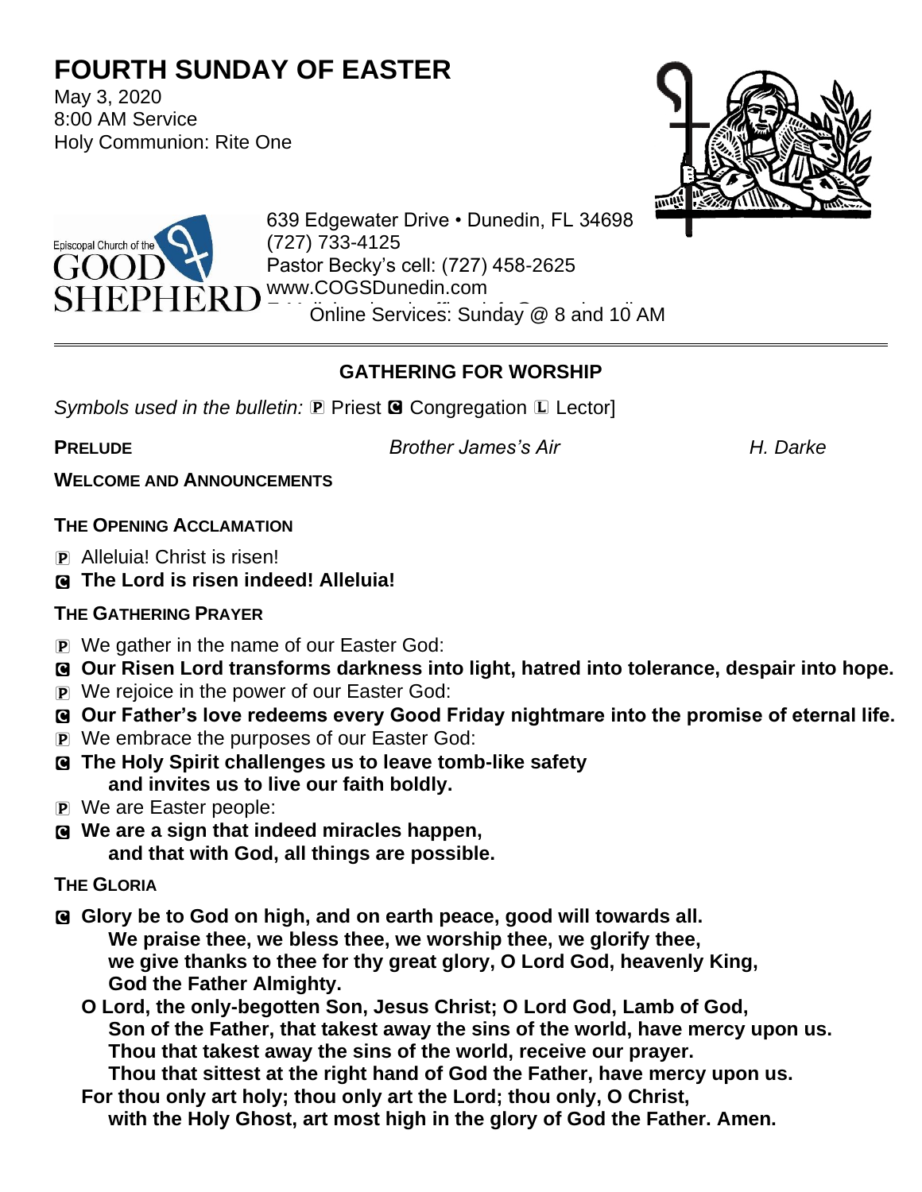# FOURTH SUNDAY OF EASTER

May 3, 2020
8:00 AM Service
Holy Communion: Rite One

Episcopal Church of the GOOD SHEPHERD

639 Edgewater Drive • Dunedin, FL 34698
(727) 733-4125
Pastor Becky's cell: (727) 458-2625
www.COGSDunedin.com
Online Services: Sunday @ 8 and 10 AM

---

## GATHERING FOR WORSHIP

*Symbols used in the bulletin:* Ⓟ Priest Ⓒ Congregation Ⓛ Lector]

**PRELUDE** *Brother James's Air* *H. Darke*

**WELCOME AND ANNOUNCEMENTS**

**THE OPENING ACCLAMATION**

Ⓟ Alleluia! Christ is risen!
Ⓒ **The Lord is risen indeed! Alleluia!**

**THE GATHERING PRAYER**

Ⓟ We gather in the name of our Easter God:
Ⓒ **Our Risen Lord transforms darkness into light, hatred into tolerance, despair into hope.**
Ⓟ We rejoice in the power of our Easter God:
Ⓒ **Our Father's love redeems every Good Friday nightmare into the promise of eternal life.**
Ⓟ We embrace the purposes of our Easter God:
Ⓒ **The Holy Spirit challenges us to leave tomb-like safety and invites us to live our faith boldly.**
Ⓟ We are Easter people:
Ⓒ **We are a sign that indeed miracles happen, and that with God, all things are possible.**

**THE GLORIA**

Ⓒ **Glory be to God on high, and on earth peace, good will towards all.
We praise thee, we bless thee, we worship thee, we glorify thee,
we give thanks to thee for thy great glory, O Lord God, heavenly King,
God the Father Almighty.
O Lord, the only-begotten Son, Jesus Christ; O Lord God, Lamb of God,
Son of the Father, that takest away the sins of the world, have mercy upon us.
Thou that takest away the sins of the world, receive our prayer.
Thou that sittest at the right hand of God the Father, have mercy upon us.
For thou only art holy; thou only art the Lord; thou only, O Christ,
with the Holy Ghost, art most high in the glory of God the Father. Amen.**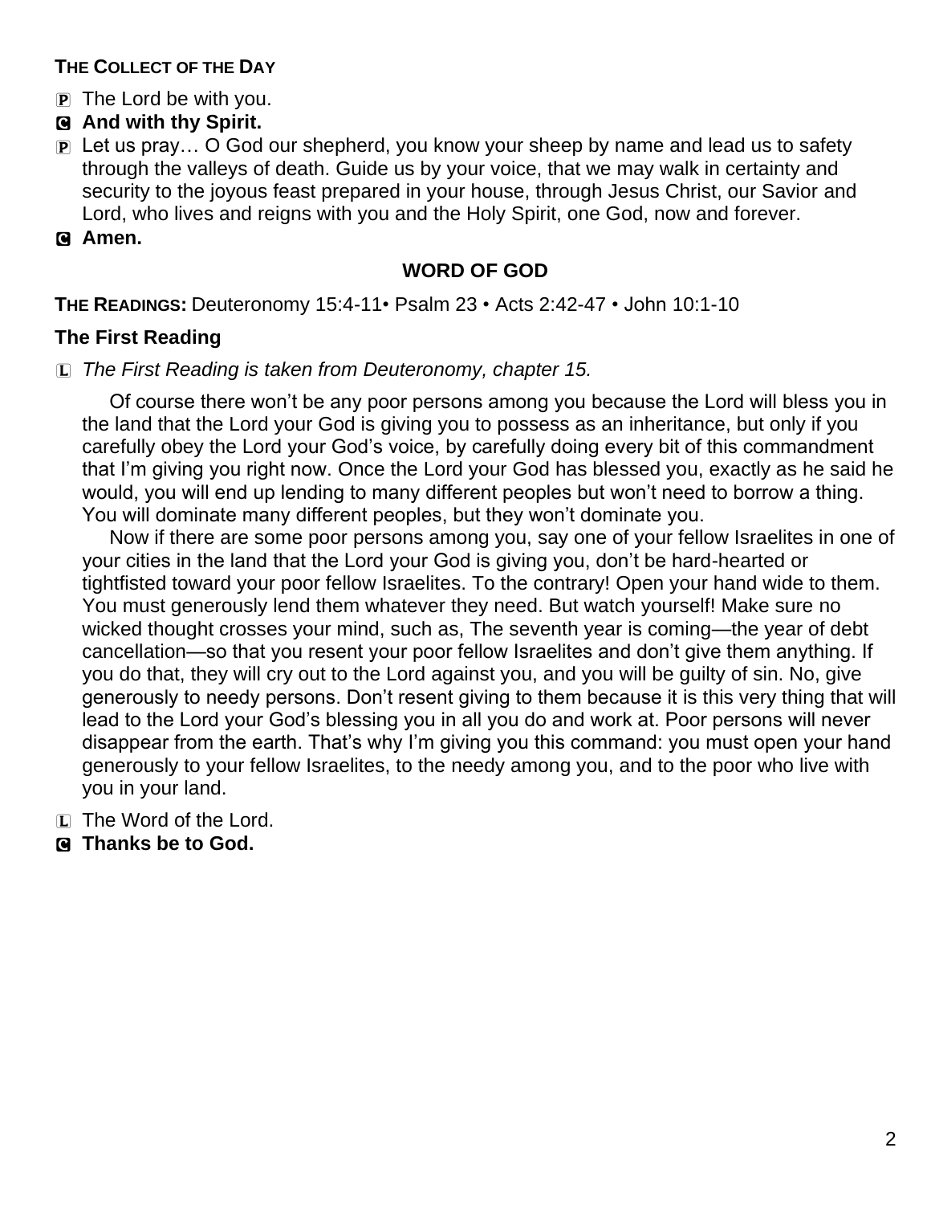**THE COLLECT OF THE DAY**

P The Lord be with you.

C **And with thy Spirit.**

P Let us pray… O God our shepherd, you know your sheep by name and lead us to safety through the valleys of death. Guide us by your voice, that we may walk in certainty and security to the joyous feast prepared in your house, through Jesus Christ, our Savior and Lord, who lives and reigns with you and the Holy Spirit, one God, now and forever.

C **Amen.**

## WORD OF GOD

**THE READINGS:** Deuteronomy 15:4-11• Psalm 23 • Acts 2:42-47 • John 10:1-10

### The First Reading

L *The First Reading is taken from Deuteronomy, chapter 15.*

Of course there won't be any poor persons among you because the Lord will bless you in the land that the Lord your God is giving you to possess as an inheritance, but only if you carefully obey the Lord your God's voice, by carefully doing every bit of this commandment that I'm giving you right now. Once the Lord your God has blessed you, exactly as he said he would, you will end up lending to many different peoples but won't need to borrow a thing. You will dominate many different peoples, but they won't dominate you.

Now if there are some poor persons among you, say one of your fellow Israelites in one of your cities in the land that the Lord your God is giving you, don't be hard-hearted or tightfisted toward your poor fellow Israelites. To the contrary! Open your hand wide to them. You must generously lend them whatever they need. But watch yourself! Make sure no wicked thought crosses your mind, such as, The seventh year is coming—the year of debt cancellation—so that you resent your poor fellow Israelites and don't give them anything. If you do that, they will cry out to the Lord against you, and you will be guilty of sin. No, give generously to needy persons. Don't resent giving to them because it is this very thing that will lead to the Lord your God's blessing you in all you do and work at. Poor persons will never disappear from the earth. That's why I'm giving you this command: you must open your hand generously to your fellow Israelites, to the needy among you, and to the poor who live with you in your land.

L The Word of the Lord.

C **Thanks be to God.**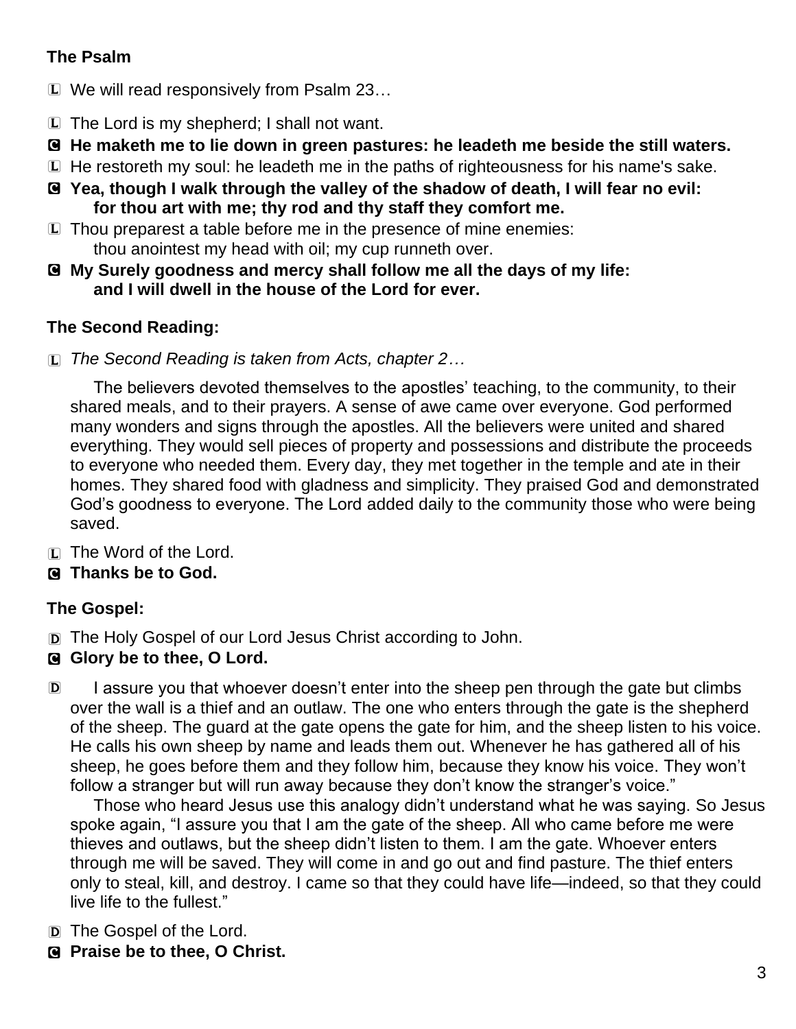**The Psalm**

L We will read responsively from Psalm 23…

L The Lord is my shepherd; I shall not want.

C **He maketh me to lie down in green pastures: he leadeth me beside the still waters.**

L He restoreth my soul: he leadeth me in the paths of righteousness for his name's sake.

C **Yea, though I walk through the valley of the shadow of death, I will fear no evil: for thou art with me; thy rod and thy staff they comfort me.**

L Thou preparest a table before me in the presence of mine enemies: thou anointest my head with oil; my cup runneth over.

C **My Surely goodness and mercy shall follow me all the days of my life: and I will dwell in the house of the Lord for ever.**

**The Second Reading:**

L *The Second Reading is taken from Acts, chapter 2…*

The believers devoted themselves to the apostles' teaching, to the community, to their shared meals, and to their prayers. A sense of awe came over everyone. God performed many wonders and signs through the apostles. All the believers were united and shared everything. They would sell pieces of property and possessions and distribute the proceeds to everyone who needed them. Every day, they met together in the temple and ate in their homes. They shared food with gladness and simplicity. They praised God and demonstrated God's goodness to everyone. The Lord added daily to the community those who were being saved.

L The Word of the Lord.

C **Thanks be to God.**

**The Gospel:**

D The Holy Gospel of our Lord Jesus Christ according to John.

C **Glory be to thee, O Lord.**

D I assure you that whoever doesn't enter into the sheep pen through the gate but climbs over the wall is a thief and an outlaw. The one who enters through the gate is the shepherd of the sheep. The guard at the gate opens the gate for him, and the sheep listen to his voice. He calls his own sheep by name and leads them out. Whenever he has gathered all of his sheep, he goes before them and they follow him, because they know his voice. They won't follow a stranger but will run away because they don't know the stranger's voice."

Those who heard Jesus use this analogy didn't understand what he was saying. So Jesus spoke again, "I assure you that I am the gate of the sheep. All who came before me were thieves and outlaws, but the sheep didn't listen to them. I am the gate. Whoever enters through me will be saved. They will come in and go out and find pasture. The thief enters only to steal, kill, and destroy. I came so that they could have life—indeed, so that they could live life to the fullest."

D The Gospel of the Lord.

C **Praise be to thee, O Christ.**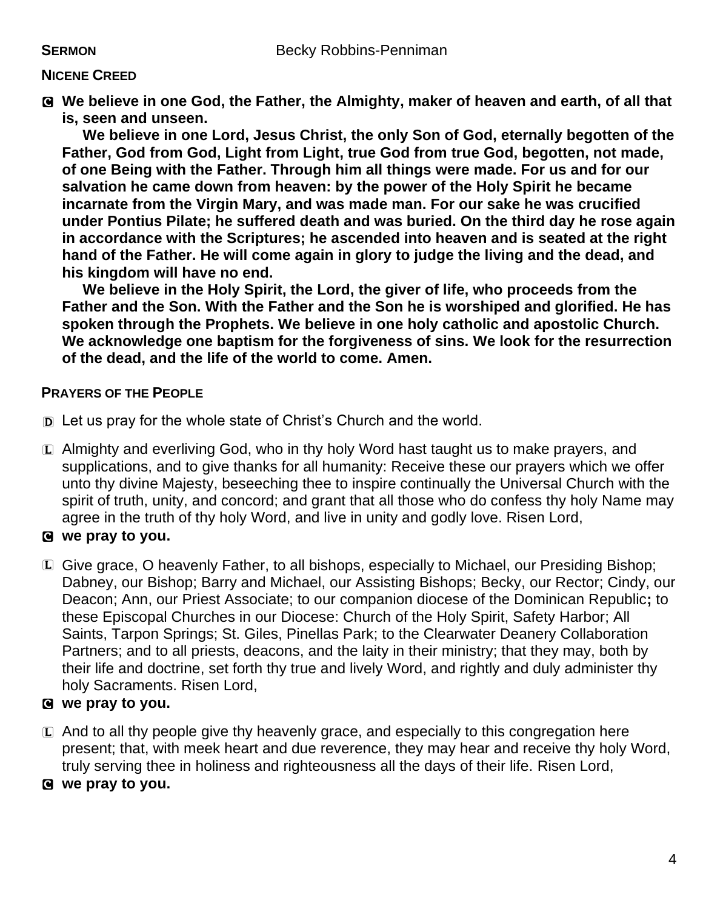**SERMON** Becky Robbins-Penniman

**NICENE CREED**

**C We believe in one God, the Father, the Almighty, maker of heaven and earth, of all that is, seen and unseen.**

**We believe in one Lord, Jesus Christ, the only Son of God, eternally begotten of the Father, God from God, Light from Light, true God from true God, begotten, not made, of one Being with the Father. Through him all things were made. For us and for our salvation he came down from heaven: by the power of the Holy Spirit he became incarnate from the Virgin Mary, and was made man. For our sake he was crucified under Pontius Pilate; he suffered death and was buried. On the third day he rose again in accordance with the Scriptures; he ascended into heaven and is seated at the right hand of the Father. He will come again in glory to judge the living and the dead, and his kingdom will have no end.**

**We believe in the Holy Spirit, the Lord, the giver of life, who proceeds from the Father and the Son. With the Father and the Son he is worshiped and glorified. He has spoken through the Prophets. We believe in one holy catholic and apostolic Church. We acknowledge one baptism for the forgiveness of sins. We look for the resurrection of the dead, and the life of the world to come. Amen.**

**PRAYERS OF THE PEOPLE**

D Let us pray for the whole state of Christ's Church and the world.

L Almighty and everliving God, who in thy holy Word hast taught us to make prayers, and supplications, and to give thanks for all humanity: Receive these our prayers which we offer unto thy divine Majesty, beseeching thee to inspire continually the Universal Church with the spirit of truth, unity, and concord; and grant that all those who do confess thy holy Name may agree in the truth of thy holy Word, and live in unity and godly love. Risen Lord,

**C we pray to you.**

L Give grace, O heavenly Father, to all bishops, especially to Michael, our Presiding Bishop; Dabney, our Bishop; Barry and Michael, our Assisting Bishops; Becky, our Rector; Cindy, our Deacon; Ann, our Priest Associate; to our companion diocese of the Dominican Republic**;** to these Episcopal Churches in our Diocese: Church of the Holy Spirit, Safety Harbor; All Saints, Tarpon Springs; St. Giles, Pinellas Park; to the Clearwater Deanery Collaboration Partners; and to all priests, deacons, and the laity in their ministry; that they may, both by their life and doctrine, set forth thy true and lively Word, and rightly and duly administer thy holy Sacraments. Risen Lord,

**C we pray to you.**

L And to all thy people give thy heavenly grace, and especially to this congregation here present; that, with meek heart and due reverence, they may hear and receive thy holy Word, truly serving thee in holiness and righteousness all the days of their life. Risen Lord,

**C we pray to you.**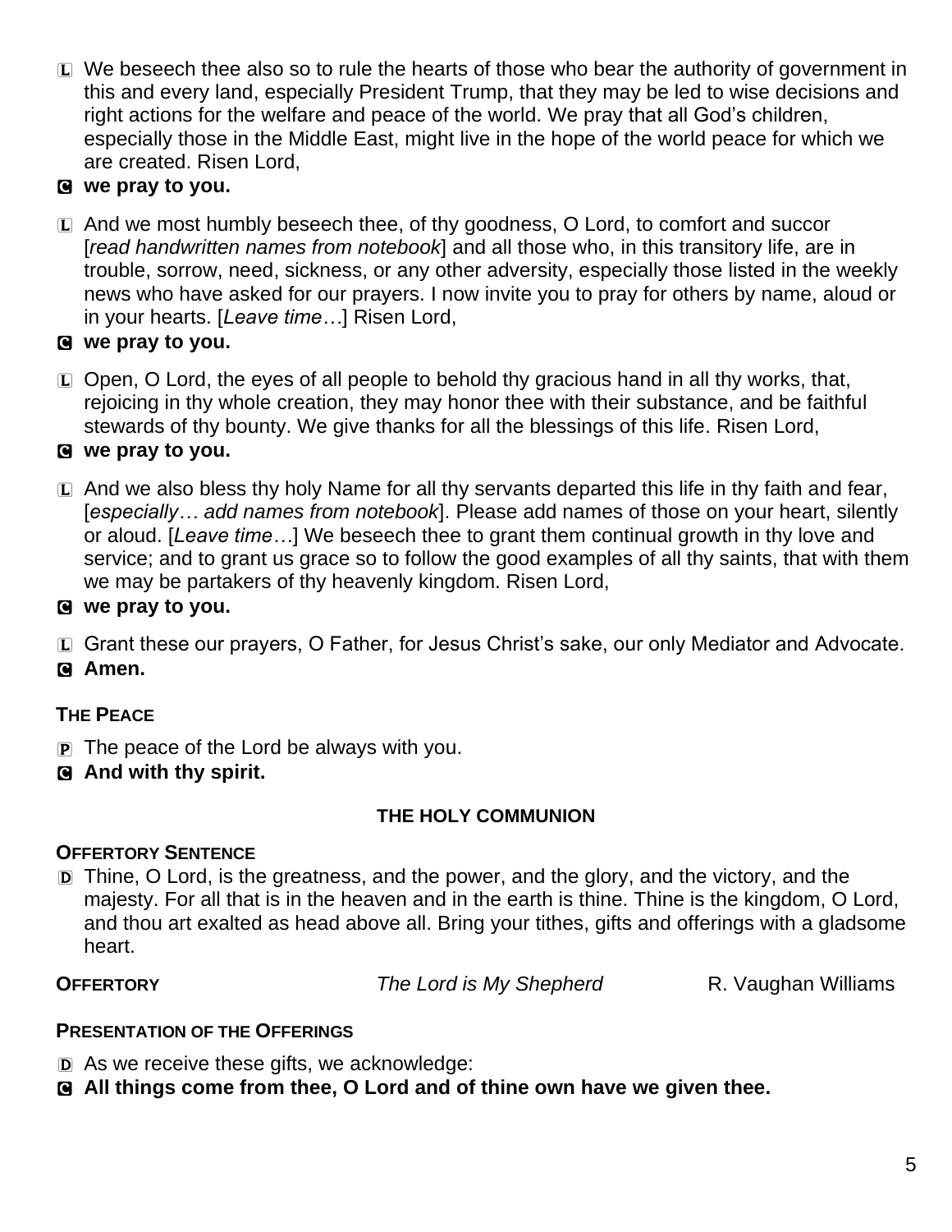L We beseech thee also so to rule the hearts of those who bear the authority of government in this and every land, especially President Trump, that they may be led to wise decisions and right actions for the welfare and peace of the world. We pray that all God's children, especially those in the Middle East, might live in the hope of the world peace for which we are created. Risen Lord,

**C we pray to you.**

L And we most humbly beseech thee, of thy goodness, O Lord, to comfort and succor [*read handwritten names from notebook*] and all those who, in this transitory life, are in trouble, sorrow, need, sickness, or any other adversity, especially those listed in the weekly news who have asked for our prayers. I now invite you to pray for others by name, aloud or in your hearts. [*Leave time…*] Risen Lord,

**C we pray to you.**

L Open, O Lord, the eyes of all people to behold thy gracious hand in all thy works, that, rejoicing in thy whole creation, they may honor thee with their substance, and be faithful stewards of thy bounty. We give thanks for all the blessings of this life. Risen Lord,

**C we pray to you.**

L And we also bless thy holy Name for all thy servants departed this life in thy faith and fear, [*especially… add names from notebook*]. Please add names of those on your heart, silently or aloud. [*Leave time…*] We beseech thee to grant them continual growth in thy love and service; and to grant us grace so to follow the good examples of all thy saints, that with them we may be partakers of thy heavenly kingdom. Risen Lord,

**C we pray to you.**

L Grant these our prayers, O Father, for Jesus Christ's sake, our only Mediator and Advocate.

**C Amen.**

**THE PEACE**

P The peace of the Lord be always with you.

**C And with thy spirit.**

## THE HOLY COMMUNION

**OFFERTORY SENTENCE**

D Thine, O Lord, is the greatness, and the power, and the glory, and the victory, and the majesty. For all that is in the heaven and in the earth is thine. Thine is the kingdom, O Lord, and thou art exalted as head above all. Bring your tithes, gifts and offerings with a gladsome heart.

**OFFERTORY** *The Lord is My Shepherd* R. Vaughan Williams

**PRESENTATION OF THE OFFERINGS**

D As we receive these gifts, we acknowledge:

**C All things come from thee, O Lord and of thine own have we given thee.**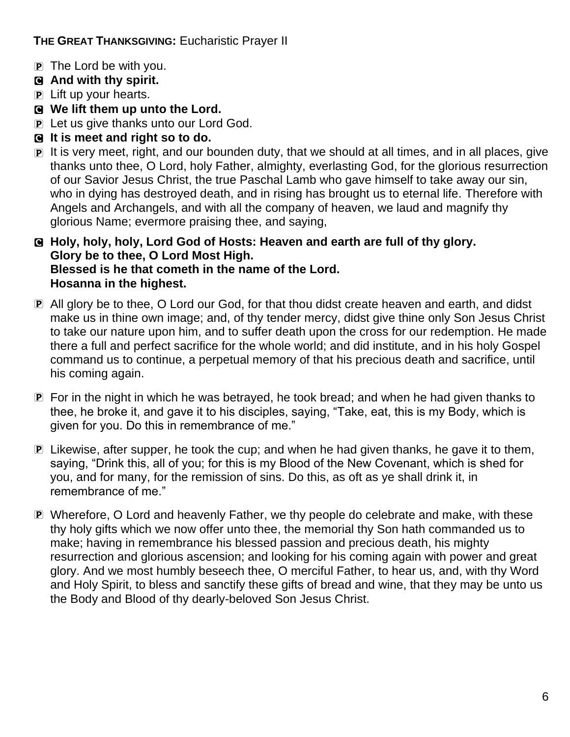**THE GREAT THANKSGIVING:** Eucharistic Prayer II

P The Lord be with you.
C **And with thy spirit.**
P Lift up your hearts.
C **We lift them up unto the Lord.**
P Let us give thanks unto our Lord God.
C **It is meet and right so to do.**
P It is very meet, right, and our bounden duty, that we should at all times, and in all places, give thanks unto thee, O Lord, holy Father, almighty, everlasting God, for the glorious resurrection of our Savior Jesus Christ, the true Paschal Lamb who gave himself to take away our sin, who in dying has destroyed death, and in rising has brought us to eternal life. Therefore with Angels and Archangels, and with all the company of heaven, we laud and magnify thy glorious Name; evermore praising thee, and saying,

C **Holy, holy, holy, Lord God of Hosts: Heaven and earth are full of thy glory.**
**Glory be to thee, O Lord Most High.**
**Blessed is he that cometh in the name of the Lord.**
**Hosanna in the highest.**

P All glory be to thee, O Lord our God, for that thou didst create heaven and earth, and didst make us in thine own image; and, of thy tender mercy, didst give thine only Son Jesus Christ to take our nature upon him, and to suffer death upon the cross for our redemption. He made there a full and perfect sacrifice for the whole world; and did institute, and in his holy Gospel command us to continue, a perpetual memory of that his precious death and sacrifice, until his coming again.

P For in the night in which he was betrayed, he took bread; and when he had given thanks to thee, he broke it, and gave it to his disciples, saying, "Take, eat, this is my Body, which is given for you. Do this in remembrance of me."

P Likewise, after supper, he took the cup; and when he had given thanks, he gave it to them, saying, "Drink this, all of you; for this is my Blood of the New Covenant, which is shed for you, and for many, for the remission of sins. Do this, as oft as ye shall drink it, in remembrance of me."

P Wherefore, O Lord and heavenly Father, we thy people do celebrate and make, with these thy holy gifts which we now offer unto thee, the memorial thy Son hath commanded us to make; having in remembrance his blessed passion and precious death, his mighty resurrection and glorious ascension; and looking for his coming again with power and great glory. And we most humbly beseech thee, O merciful Father, to hear us, and, with thy Word and Holy Spirit, to bless and sanctify these gifts of bread and wine, that they may be unto us the Body and Blood of thy dearly-beloved Son Jesus Christ.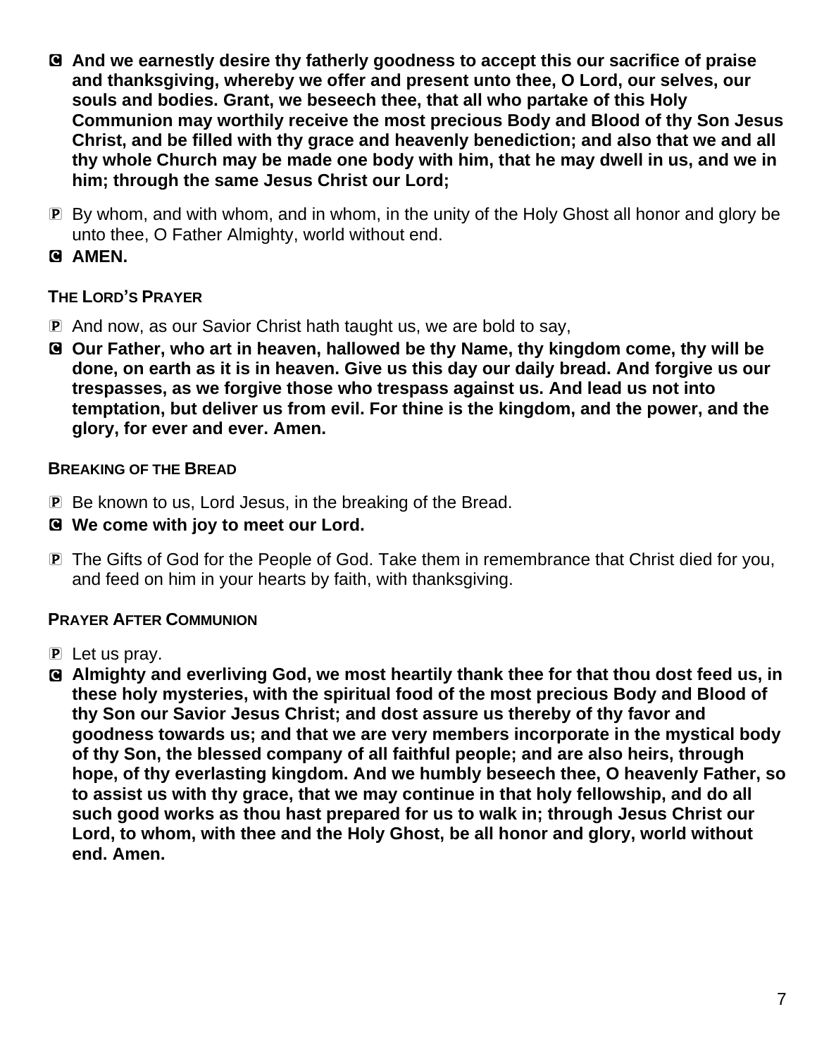**C And we earnestly desire thy fatherly goodness to accept this our sacrifice of praise and thanksgiving, whereby we offer and present unto thee, O Lord, our selves, our souls and bodies. Grant, we beseech thee, that all who partake of this Holy Communion may worthily receive the most precious Body and Blood of thy Son Jesus Christ, and be filled with thy grace and heavenly benediction; and also that we and all thy whole Church may be made one body with him, that he may dwell in us, and we in him; through the same Jesus Christ our Lord;**

P By whom, and with whom, and in whom, in the unity of the Holy Ghost all honor and glory be unto thee, O Father Almighty, world without end.

**C AMEN.**

#### THE LORD'S PRAYER

P And now, as our Savior Christ hath taught us, we are bold to say,

**C Our Father, who art in heaven, hallowed be thy Name, thy kingdom come, thy will be done, on earth as it is in heaven. Give us this day our daily bread. And forgive us our trespasses, as we forgive those who trespass against us. And lead us not into temptation, but deliver us from evil. For thine is the kingdom, and the power, and the glory, for ever and ever. Amen.**

#### BREAKING OF THE BREAD

P Be known to us, Lord Jesus, in the breaking of the Bread.

**C We come with joy to meet our Lord.**

P The Gifts of God for the People of God. Take them in remembrance that Christ died for you, and feed on him in your hearts by faith, with thanksgiving.

#### PRAYER AFTER COMMUNION

P Let us pray.

**C Almighty and everliving God, we most heartily thank thee for that thou dost feed us, in these holy mysteries, with the spiritual food of the most precious Body and Blood of thy Son our Savior Jesus Christ; and dost assure us thereby of thy favor and goodness towards us; and that we are very members incorporate in the mystical body of thy Son, the blessed company of all faithful people; and are also heirs, through hope, of thy everlasting kingdom. And we humbly beseech thee, O heavenly Father, so to assist us with thy grace, that we may continue in that holy fellowship, and do all such good works as thou hast prepared for us to walk in; through Jesus Christ our Lord, to whom, with thee and the Holy Ghost, be all honor and glory, world without end. Amen.**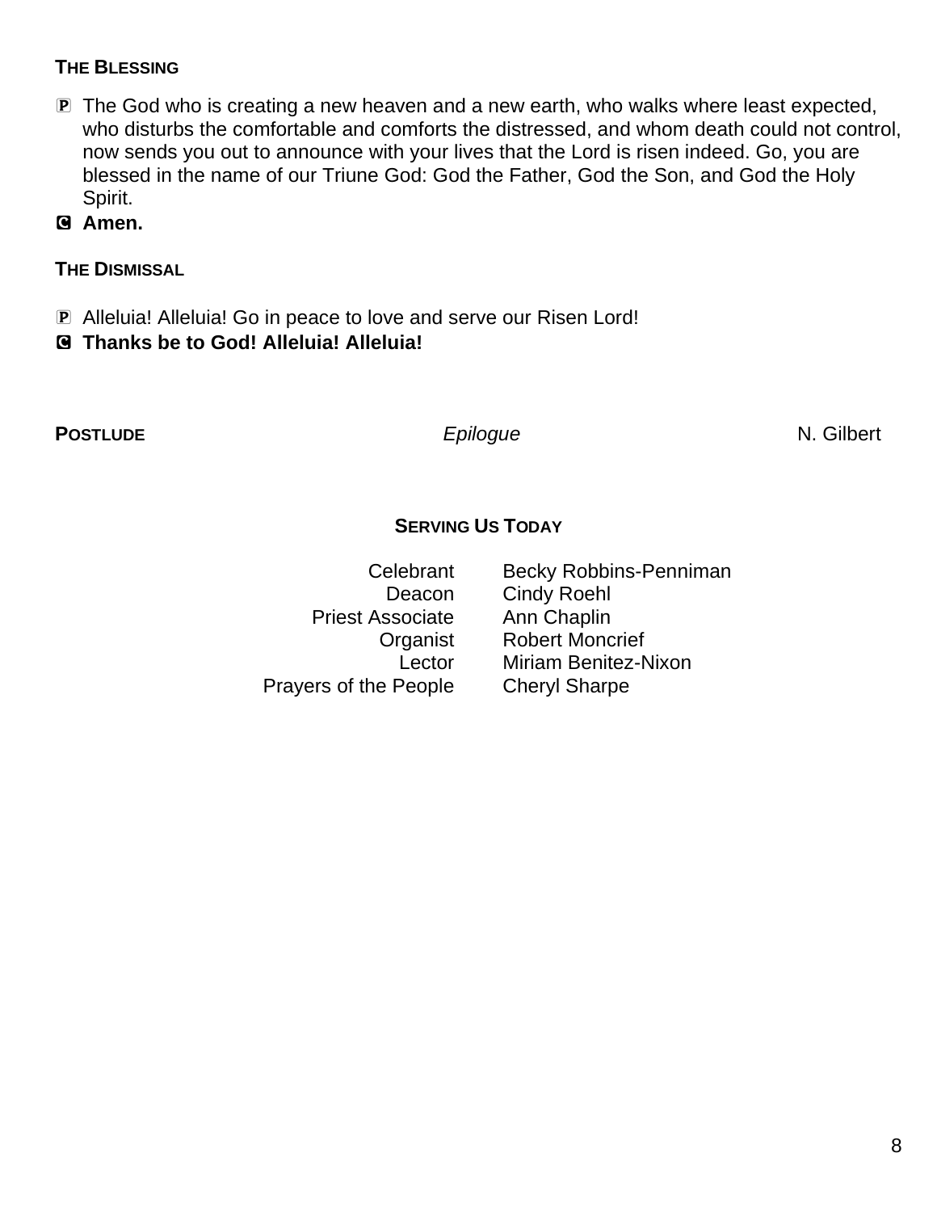**THE BLESSING**

P The God who is creating a new heaven and a new earth, who walks where least expected, who disturbs the comfortable and comforts the distressed, and whom death could not control, now sends you out to announce with your lives that the Lord is risen indeed. Go, you are blessed in the name of our Triune God: God the Father, God the Son, and God the Holy Spirit.

C **Amen.**

**THE DISMISSAL**

P Alleluia! Alleluia! Go in peace to love and serve our Risen Lord!

C **Thanks be to God! Alleluia! Alleluia!**

**POSTLUDE** *Epilogue* N. Gilbert

**SERVING US TODAY**

| | |
|---|---|
| Celebrant | Becky Robbins-Penniman |
| Deacon | Cindy Roehl |
| Priest Associate | Ann Chaplin |
| Organist | Robert Moncrief |
| Lector | Miriam Benitez-Nixon |
| Prayers of the People | Cheryl Sharpe |